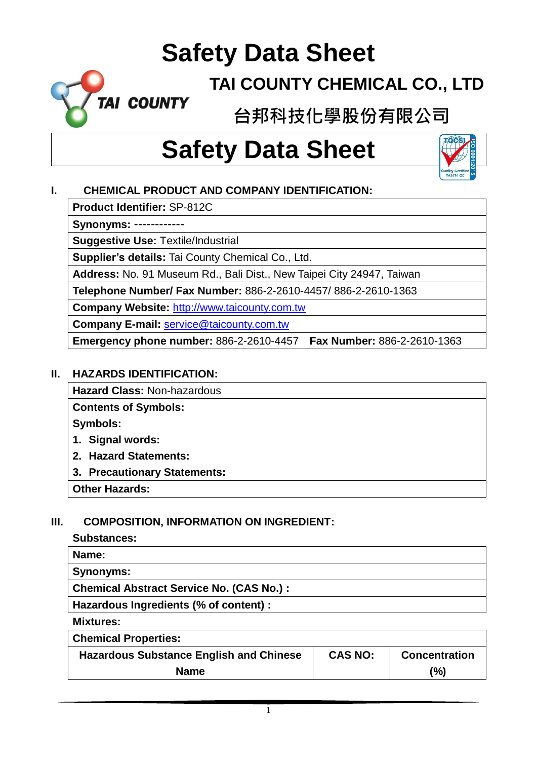# Safety Data Sheet

## TAI COUNTY CHEMICAL CO., LTD

## 台邦科技化學股份有限公司

# Safety Data Sheet

### I. CHEMICAL PRODUCT AND COMPANY IDENTIFICATION:

| **Product Identifier:** SP-812C |
|---|
| **Synonyms:** ------------ |
| **Suggestive Use:** Textile/Industrial |
| **Supplier's details:** Tai County Chemical Co., Ltd. |
| **Address:** No. 91 Museum Rd., Bali Dist., New Taipei City 24947, Taiwan |
| **Telephone Number/ Fax Number:** 886-2-2610-4457/ 886-2-2610-1363 |
| **Company Website:** http://www.taicounty.com.tw |
| **Company E-mail:** service@taicounty.com.tw |
| **Emergency phone number:** 886-2-2610-4457 **Fax Number:** 886-2-2610-1363 |

### II. HAZARDS IDENTIFICATION:

| **Hazard Class:** Non-hazardous |
|---|
| **Contents of Symbols:**<br>**Symbols:**<br>**1. Signal words:**<br>**2. Hazard Statements:**<br>**3. Precautionary Statements:** |
| **Other Hazards:** |

### III. COMPOSITION, INFORMATION ON INGREDIENT:

**Substances:**

| **Name:** |
|---|
| **Synonyms:** |
| **Chemical Abstract Service No. (CAS No.) :** |
| **Hazardous Ingredients (% of content) :** |

**Mixtures:**

| **Chemical Properties:** | | |
|---|---|---|
| **Hazardous Substance English and Chinese Name** | **CAS NO:** | **Concentration (%)** |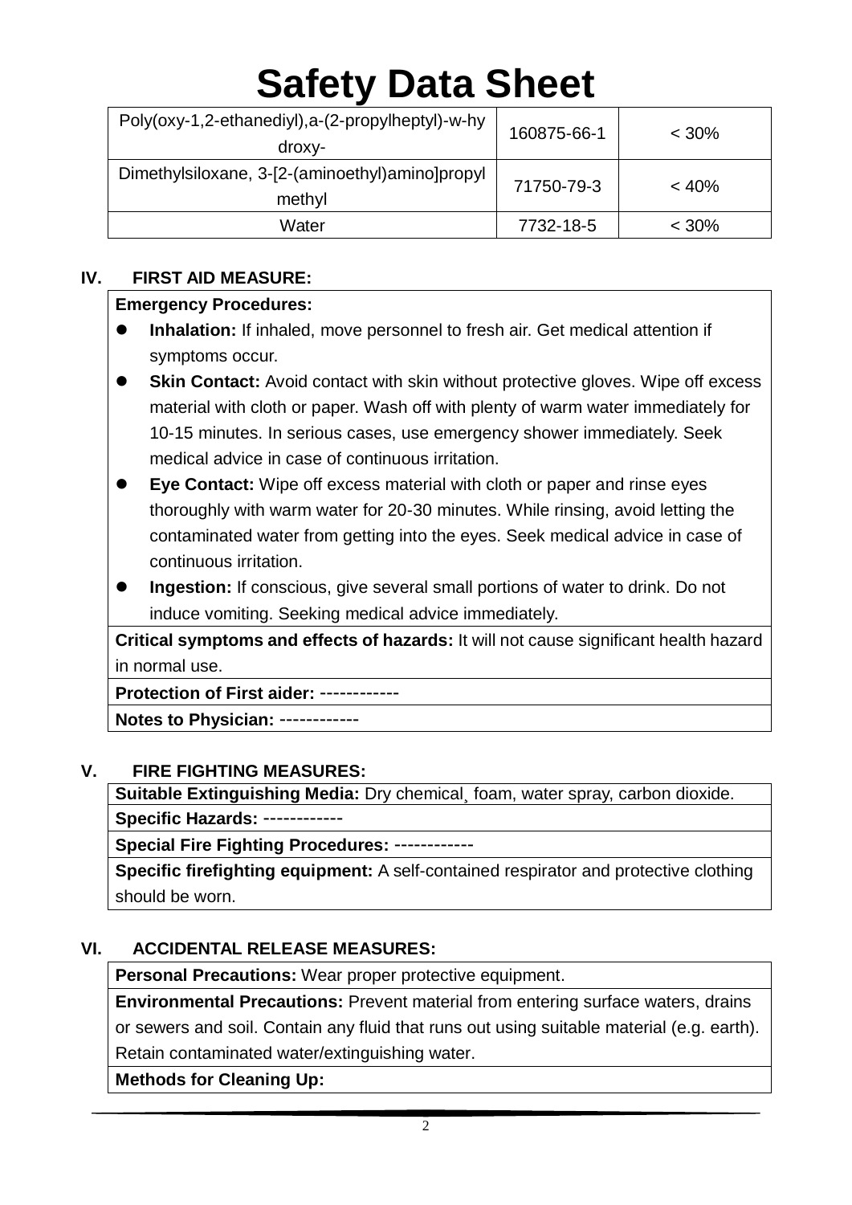| | | |
|---|---|---|
| Poly(oxy-1,2-ethanediyl),a-(2-propylheptyl)-w-hydroxy- | 160875-66-1 | < 30% |
| Dimethylsiloxane, 3-[2-(aminoethyl)amino]propyl methyl | 71750-79-3 | < 40% |
| Water | 7732-18-5 | < 30% |

## IV. FIRST AID MEASURE:

**Emergency Procedures:**

- **Inhalation:** If inhaled, move personnel to fresh air. Get medical attention if symptoms occur.
- **Skin Contact:** Avoid contact with skin without protective gloves. Wipe off excess material with cloth or paper. Wash off with plenty of warm water immediately for 10-15 minutes. In serious cases, use emergency shower immediately. Seek medical advice in case of continuous irritation.
- **Eye Contact:** Wipe off excess material with cloth or paper and rinse eyes thoroughly with warm water for 20-30 minutes. While rinsing, avoid letting the contaminated water from getting into the eyes. Seek medical advice in case of continuous irritation.
- **Ingestion:** If conscious, give several small portions of water to drink. Do not induce vomiting. Seeking medical advice immediately.

**Critical symptoms and effects of hazards:** It will not cause significant health hazard in normal use.

**Protection of First aider:** ------------

**Notes to Physician:** ------------

## V. FIRE FIGHTING MEASURES:

**Suitable Extinguishing Media:** Dry chemical¸ foam, water spray, carbon dioxide.

**Specific Hazards:** ------------

**Special Fire Fighting Procedures:** ------------

**Specific firefighting equipment:** A self-contained respirator and protective clothing should be worn.

## VI. ACCIDENTAL RELEASE MEASURES:

**Personal Precautions:** Wear proper protective equipment.

**Environmental Precautions:** Prevent material from entering surface waters, drains or sewers and soil. Contain any fluid that runs out using suitable material (e.g. earth). Retain contaminated water/extinguishing water.

**Methods for Cleaning Up:**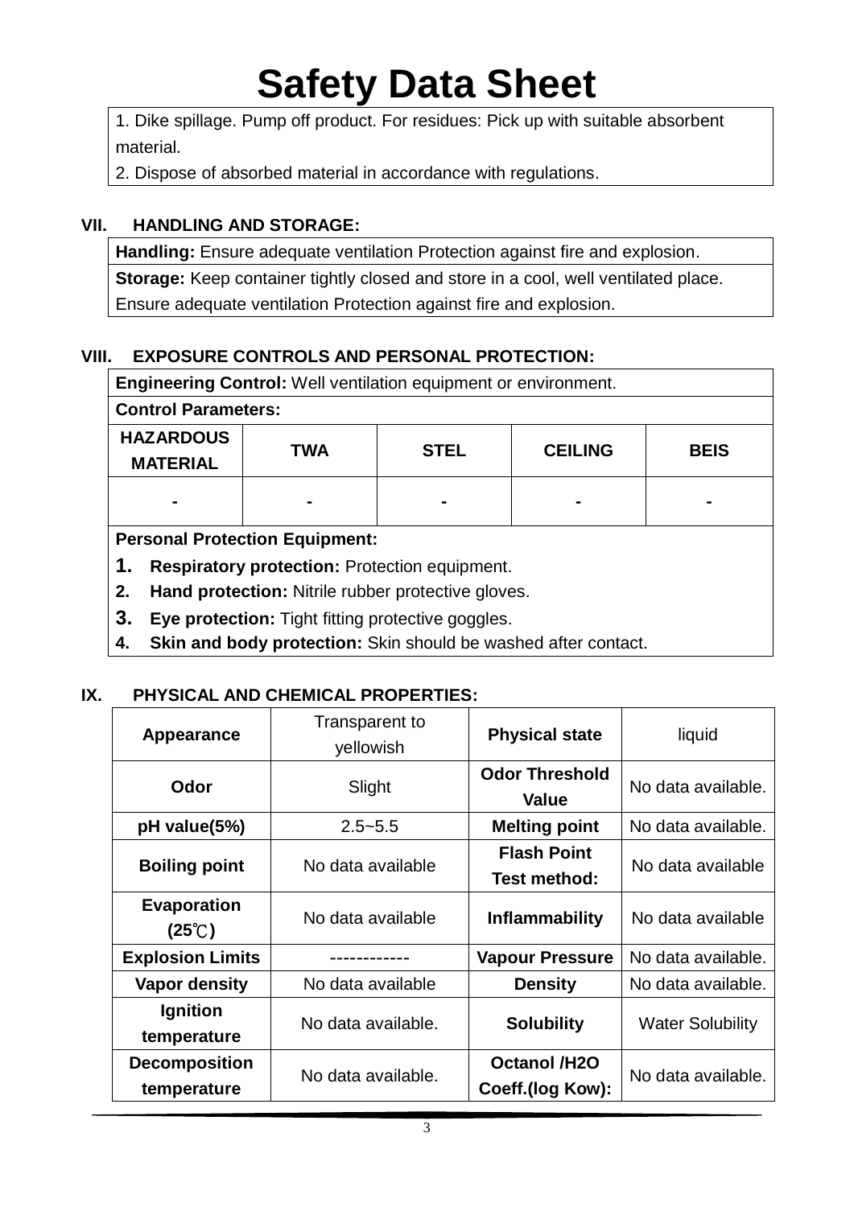# Safety Data Sheet

1. Dike spillage. Pump off product. For residues: Pick up with suitable absorbent material.
2. Dispose of absorbed material in accordance with regulations.

## VII. HANDLING AND STORAGE:

**Handling:** Ensure adequate ventilation Protection against fire and explosion.

**Storage:** Keep container tightly closed and store in a cool, well ventilated place. Ensure adequate ventilation Protection against fire and explosion.

## VIII. EXPOSURE CONTROLS AND PERSONAL PROTECTION:

**Engineering Control:** Well ventilation equipment or environment.

**Control Parameters:**

| HAZARDOUS MATERIAL | TWA | STEL | CEILING | BEIS |
|---|---|---|---|---|
| - | - | - | - | - |

**Personal Protection Equipment:**

1. **Respiratory protection:** Protection equipment.
2. **Hand protection:** Nitrile rubber protective gloves.
3. **Eye protection:** Tight fitting protective goggles.
4. **Skin and body protection:** Skin should be washed after contact.

## IX. PHYSICAL AND CHEMICAL PROPERTIES:

| **Appearance** | Transparent to yellowish | **Physical state** | liquid |
|---|---|---|---|
| **Odor** | Slight | **Odor Threshold Value** | No data available. |
| **pH value(5%)** | 2.5~5.5 | **Melting point** | No data available. |
| **Boiling point** | No data available | **Flash Point Test method:** | No data available |
| **Evaporation (25℃)** | No data available | **Inflammability** | No data available |
| **Explosion Limits** | ------------ | **Vapour Pressure** | No data available. |
| **Vapor density** | No data available | **Density** | No data available. |
| **Ignition temperature** | No data available. | **Solubility** | Water Solubility |
| **Decomposition temperature** | No data available. | **Octanol /H2O Coeff.(log Kow):** | No data available. |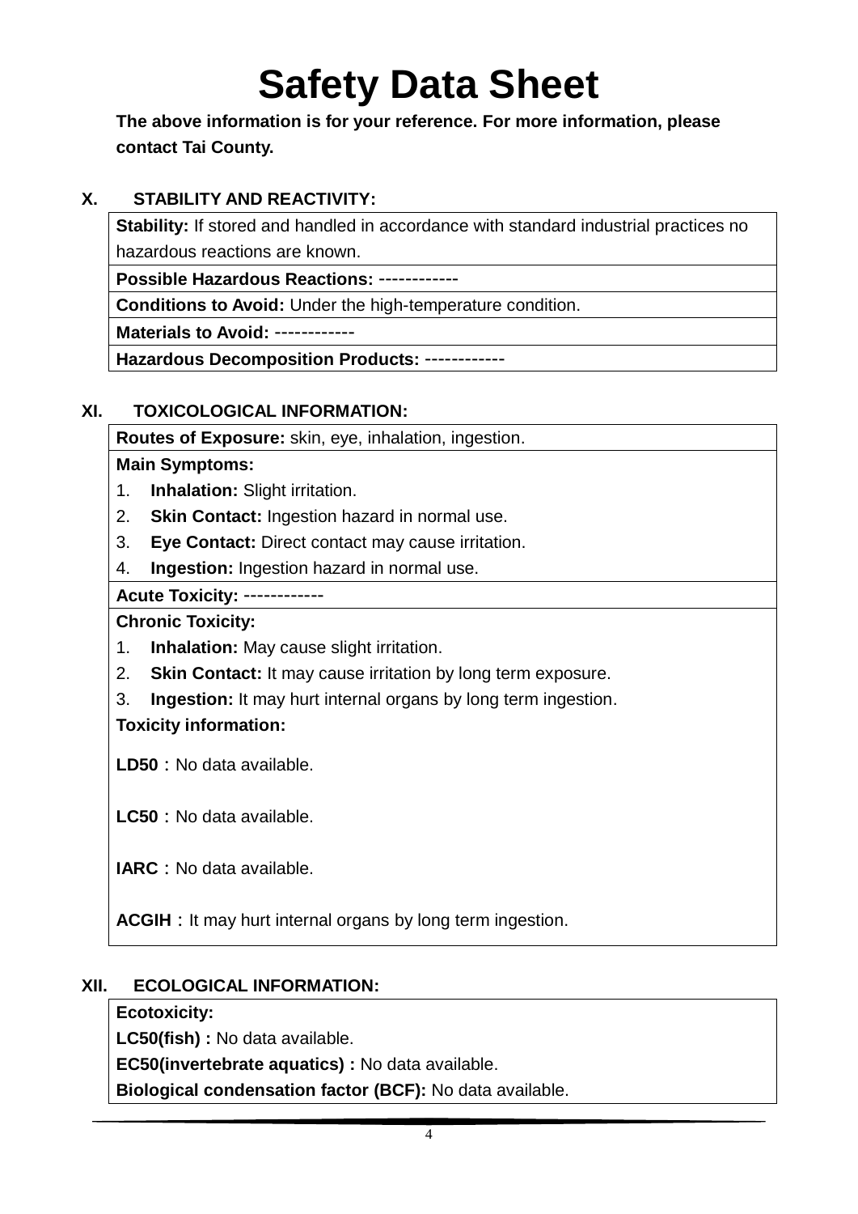# Safety Data Sheet

**The above information is for your reference. For more information, please contact Tai County.**

## X. STABILITY AND REACTIVITY:

| |
|---|
| **Stability:** If stored and handled in accordance with standard industrial practices no hazardous reactions are known. |
| **Possible Hazardous Reactions:** ------------ |
| **Conditions to Avoid:** Under the high-temperature condition. |
| **Materials to Avoid:** ------------ |
| **Hazardous Decomposition Products:** ------------ |

## XI. TOXICOLOGICAL INFORMATION:

**Routes of Exposure:** skin, eye, inhalation, ingestion.

**Main Symptoms:**

1. **Inhalation:** Slight irritation.
2. **Skin Contact:** Ingestion hazard in normal use.
3. **Eye Contact:** Direct contact may cause irritation.
4. **Ingestion:** Ingestion hazard in normal use.

**Acute Toxicity:** ------------

**Chronic Toxicity:**

1. **Inhalation:** May cause slight irritation.
2. **Skin Contact:** It may cause irritation by long term exposure.
3. **Ingestion:** It may hurt internal organs by long term ingestion.

**Toxicity information:**

**LD50**：No data available.

**LC50**：No data available.

**IARC**：No data available.

**ACGIH**：It may hurt internal organs by long term ingestion.

## XII. ECOLOGICAL INFORMATION:

**Ecotoxicity:**

**LC50(fish) :** No data available.

**EC50(invertebrate aquatics) :** No data available.

**Biological condensation factor (BCF):** No data available.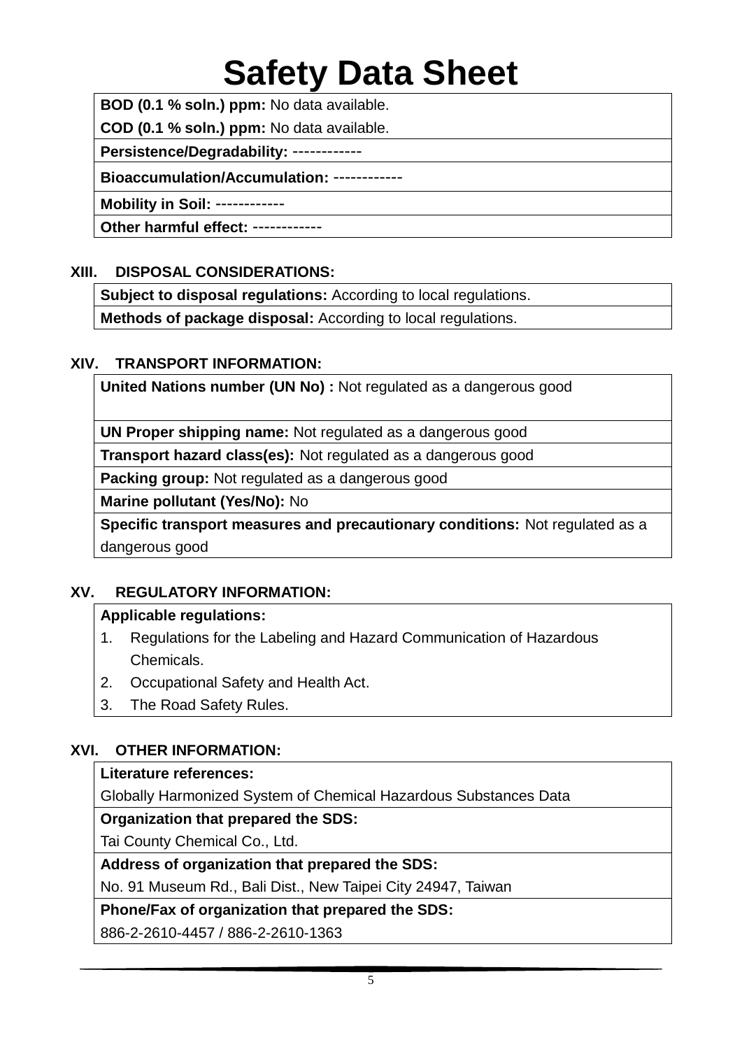# Safety Data Sheet

| |
|---|
| **BOD (0.1 % soln.) ppm:** No data available. |
| **COD (0.1 % soln.) ppm:** No data available. |
| **Persistence/Degradability:** ------------ |
| **Bioaccumulation/Accumulation:** ------------ |
| **Mobility in Soil:** ------------ |
| **Other harmful effect:** ------------ |

## XIII. DISPOSAL CONSIDERATIONS:

| |
|---|
| **Subject to disposal regulations:** According to local regulations. |
| **Methods of package disposal:** According to local regulations. |

## XIV. TRANSPORT INFORMATION:

| |
|---|
| **United Nations number (UN No) :** Not regulated as a dangerous good |
| **UN Proper shipping name:** Not regulated as a dangerous good |
| **Transport hazard class(es):** Not regulated as a dangerous good |
| **Packing group:** Not regulated as a dangerous good |
| **Marine pollutant (Yes/No):** No |
| **Specific transport measures and precautionary conditions:** Not regulated as a dangerous good |

## XV. REGULATORY INFORMATION:

**Applicable regulations:**

1. Regulations for the Labeling and Hazard Communication of Hazardous Chemicals.
2. Occupational Safety and Health Act.
3. The Road Safety Rules.

## XVI. OTHER INFORMATION:

| |
|---|
| **Literature references:** Globally Harmonized System of Chemical Hazardous Substances Data |
| **Organization that prepared the SDS:** Tai County Chemical Co., Ltd. |
| **Address of organization that prepared the SDS:** No. 91 Museum Rd., Bali Dist., New Taipei City 24947, Taiwan |
| **Phone/Fax of organization that prepared the SDS:** 886-2-2610-4457 / 886-2-2610-1363 |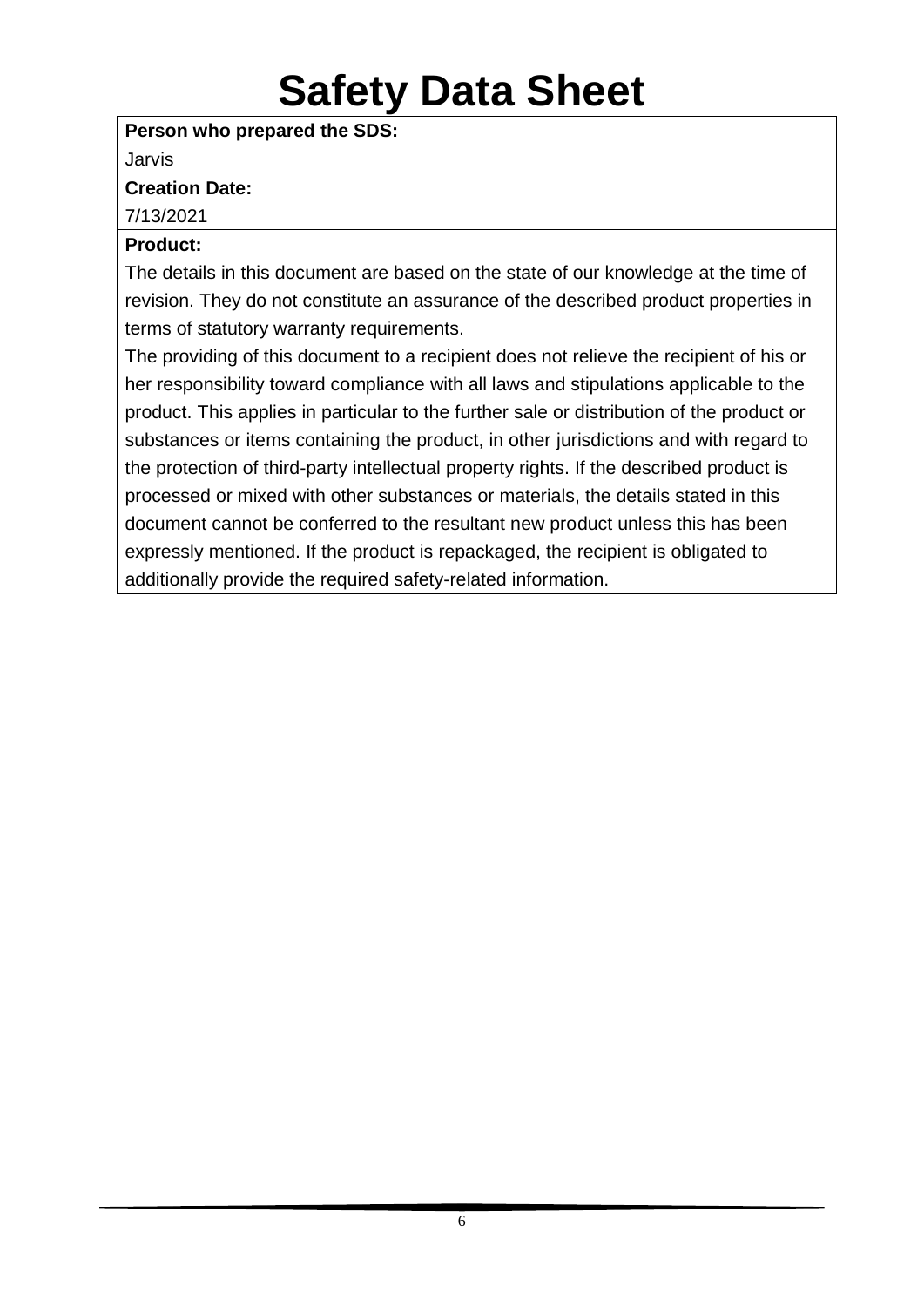# Safety Data Sheet

**Person who prepared the SDS:**

Jarvis

**Creation Date:**

7/13/2021

**Product:**

The details in this document are based on the state of our knowledge at the time of revision. They do not constitute an assurance of the described product properties in terms of statutory warranty requirements.

The providing of this document to a recipient does not relieve the recipient of his or her responsibility toward compliance with all laws and stipulations applicable to the product. This applies in particular to the further sale or distribution of the product or substances or items containing the product, in other jurisdictions and with regard to the protection of third-party intellectual property rights. If the described product is processed or mixed with other substances or materials, the details stated in this document cannot be conferred to the resultant new product unless this has been expressly mentioned. If the product is repackaged, the recipient is obligated to additionally provide the required safety-related information.